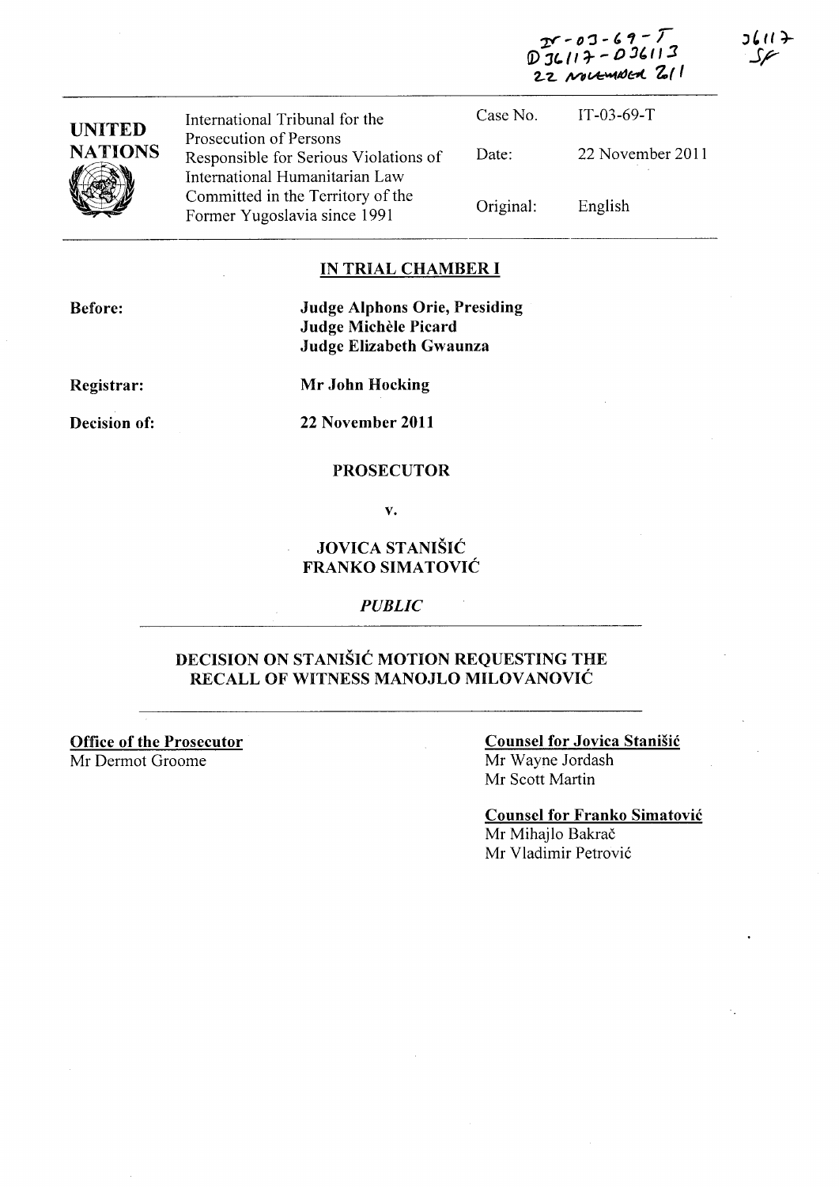IT-03-69-T
D36117-D36113
22 NOVEMBER 2011

36117
SF

| UNITED NATIONS | International Tribunal for the Prosecution of Persons Responsible for Serious Violations of International Humanitarian Law Committed in the Territory of the Former Yugoslavia since 1991 | Case No. | IT-03-69-T |
|---|---|---|---|
| | | Date: | 22 November 2011 |
| | | Original: | English |

## IN TRIAL CHAMBER I

**Before:** **Judge Alphons Orie, Presiding**
**Judge Michèle Picard**
**Judge Elizabeth Gwaunza**

**Registrar:** **Mr John Hocking**

**Decision of:** **22 November 2011**

**PROSECUTOR**

**v.**

**JOVICA STANIŠIĆ**
**FRANKO SIMATOVIĆ**

*PUBLIC*

## DECISION ON STANIŠIĆ MOTION REQUESTING THE RECALL OF WITNESS MANOJLO MILOVANOVIĆ

**Office of the Prosecutor**
Mr Dermot Groome

**Counsel for Jovica Stanišić**
Mr Wayne Jordash
Mr Scott Martin

**Counsel for Franko Simatović**
Mr Mihajlo Bakrač
Mr Vladimir Petrović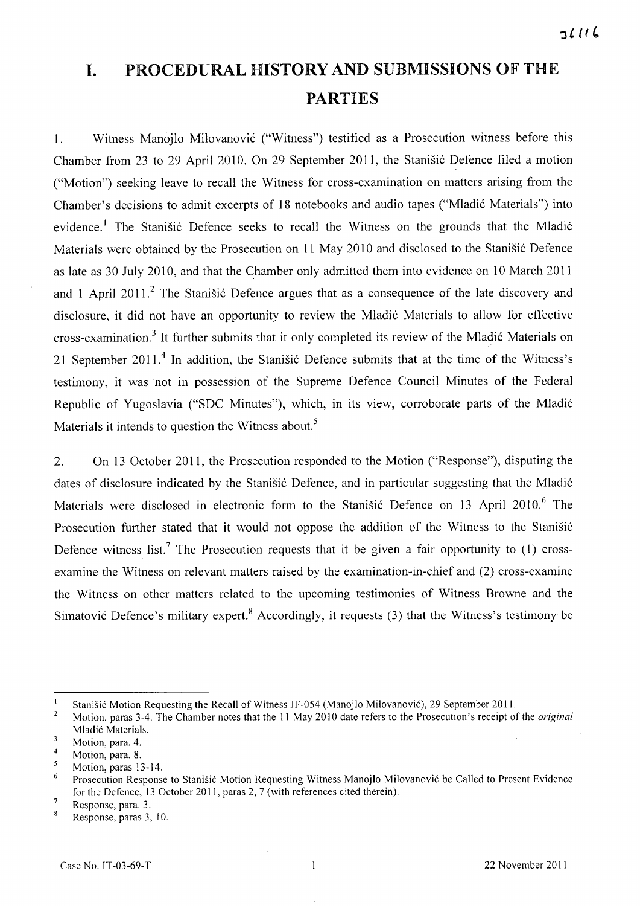# I. PROCEDURAL HISTORY AND SUBMISSIONS OF THE PARTIES

1. Witness Manojlo Milovanović ("Witness") testified as a Prosecution witness before this Chamber from 23 to 29 April 2010. On 29 September 2011, the Stanišić Defence filed a motion ("Motion") seeking leave to recall the Witness for cross-examination on matters arising from the Chamber's decisions to admit excerpts of 18 notebooks and audio tapes ("Mladić Materials") into evidence.[1] The Stanišić Defence seeks to recall the Witness on the grounds that the Mladić Materials were obtained by the Prosecution on 11 May 2010 and disclosed to the Stanišić Defence as late as 30 July 2010, and that the Chamber only admitted them into evidence on 10 March 2011 and 1 April 2011.[2] The Stanišić Defence argues that as a consequence of the late discovery and disclosure, it did not have an opportunity to review the Mladić Materials to allow for effective cross-examination.[3] It further submits that it only completed its review of the Mladić Materials on 21 September 2011.[4] In addition, the Stanišić Defence submits that at the time of the Witness's testimony, it was not in possession of the Supreme Defence Council Minutes of the Federal Republic of Yugoslavia ("SDC Minutes"), which, in its view, corroborate parts of the Mladić Materials it intends to question the Witness about.[5]

2. On 13 October 2011, the Prosecution responded to the Motion ("Response"), disputing the dates of disclosure indicated by the Stanišić Defence, and in particular suggesting that the Mladić Materials were disclosed in electronic form to the Stanišić Defence on 13 April 2010.[6] The Prosecution further stated that it would not oppose the addition of the Witness to the Stanišić Defence witness list.[7] The Prosecution requests that it be given a fair opportunity to (1) cross-examine the Witness on relevant matters raised by the examination-in-chief and (2) cross-examine the Witness on other matters related to the upcoming testimonies of Witness Browne and the Simatović Defence's military expert.[8] Accordingly, it requests (3) that the Witness's testimony be

---

[1] Stanišić Motion Requesting the Recall of Witness JF-054 (Manojlo Milovanović), 29 September 2011.

[2] Motion, paras 3-4. The Chamber notes that the 11 May 2010 date refers to the Prosecution's receipt of the *original* Mladić Materials.

[3] Motion, para. 4.

[4] Motion, para. 8.

[5] Motion, paras 13-14.

[6] Prosecution Response to Stanišić Motion Requesting Witness Manojlo Milovanović be Called to Present Evidence for the Defence, 13 October 2011, paras 2, 7 (with references cited therein).

[7] Response, para. 3.

[8] Response, paras 3, 10.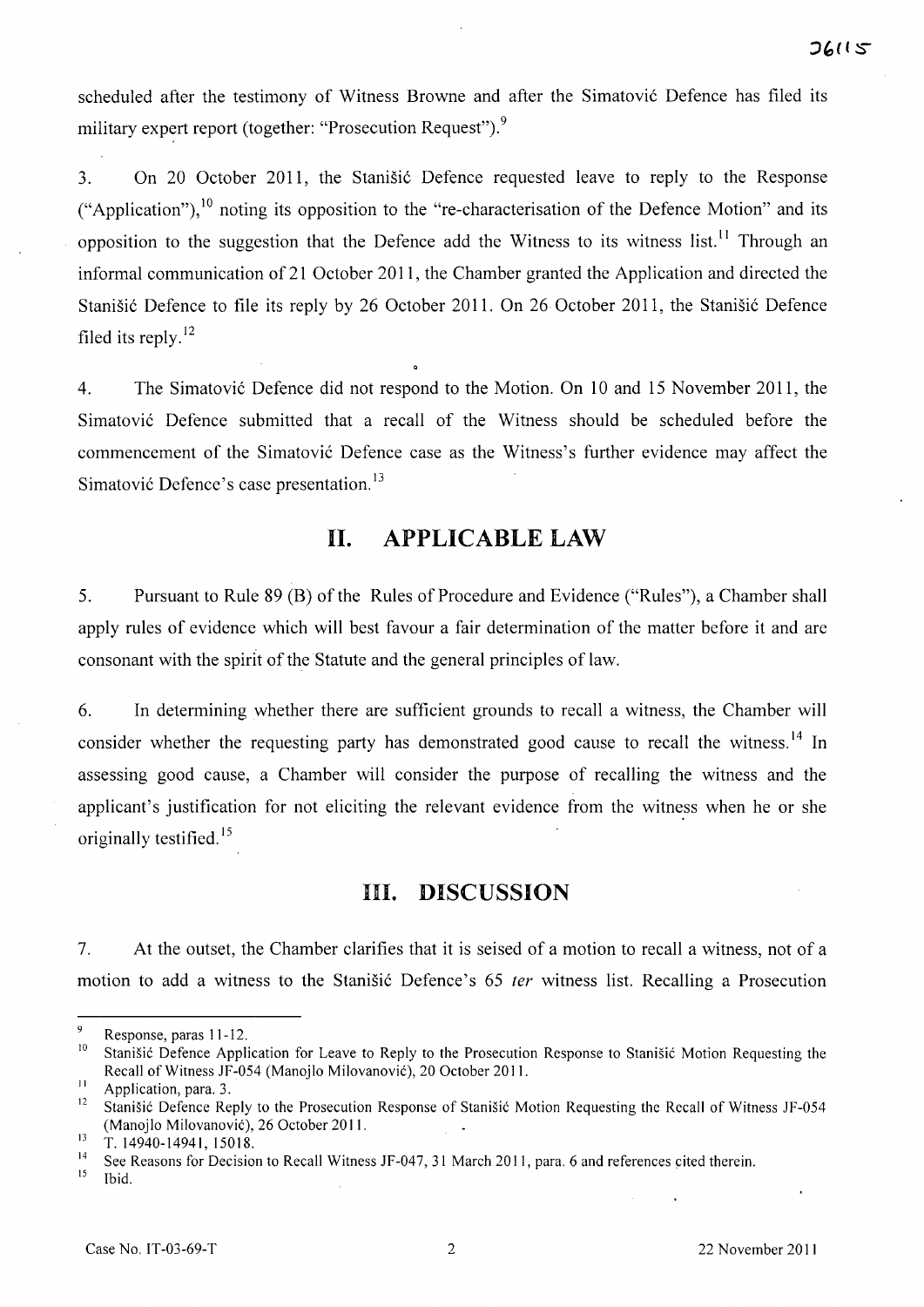scheduled after the testimony of Witness Browne and after the Simatović Defence has filed its military expert report (together: "Prosecution Request").[9]

3. On 20 October 2011, the Stanišić Defence requested leave to reply to the Response ("Application"),[10] noting its opposition to the "re-characterisation of the Defence Motion" and its opposition to the suggestion that the Defence add the Witness to its witness list.[11] Through an informal communication of 21 October 2011, the Chamber granted the Application and directed the Stanišić Defence to file its reply by 26 October 2011. On 26 October 2011, the Stanišić Defence filed its reply.[12]

4. The Simatović Defence did not respond to the Motion. On 10 and 15 November 2011, the Simatović Defence submitted that a recall of the Witness should be scheduled before the commencement of the Simatović Defence case as the Witness's further evidence may affect the Simatović Defence's case presentation.[13]

## II. APPLICABLE LAW

5. Pursuant to Rule 89 (B) of the Rules of Procedure and Evidence ("Rules"), a Chamber shall apply rules of evidence which will best favour a fair determination of the matter before it and are consonant with the spirit of the Statute and the general principles of law.

6. In determining whether there are sufficient grounds to recall a witness, the Chamber will consider whether the requesting party has demonstrated good cause to recall the witness.[14] In assessing good cause, a Chamber will consider the purpose of recalling the witness and the applicant's justification for not eliciting the relevant evidence from the witness when he or she originally testified.[15]

## III. DISCUSSION

7. At the outset, the Chamber clarifies that it is seised of a motion to recall a witness, not of a motion to add a witness to the Stanišić Defence's 65 *ter* witness list. Recalling a Prosecution

---

[9] Response, paras 11-12.

[10] Stanišić Defence Application for Leave to Reply to the Prosecution Response to Stanišić Motion Requesting the Recall of Witness JF-054 (Manojlo Milovanović), 20 October 2011.

[11] Application, para. 3.

[12] Stanišić Defence Reply to the Prosecution Response of Stanišić Motion Requesting the Recall of Witness JF-054 (Manojlo Milovanović), 26 October 2011.

[13] T. 14940-14941, 15018.

[14] See Reasons for Decision to Recall Witness JF-047, 31 March 2011, para. 6 and references cited therein.

[15] Ibid.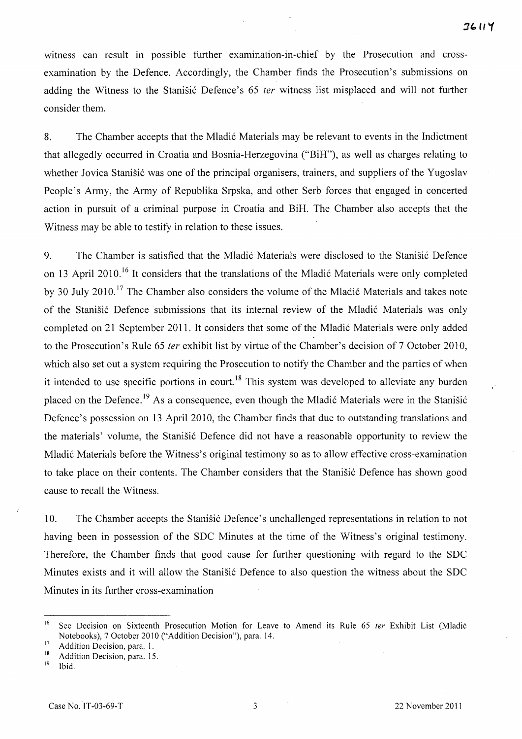witness can result in possible further examination-in-chief by the Prosecution and cross-examination by the Defence. Accordingly, the Chamber finds the Prosecution's submissions on adding the Witness to the Stanišić Defence's 65 *ter* witness list misplaced and will not further consider them.

8. The Chamber accepts that the Mladić Materials may be relevant to events in the Indictment that allegedly occurred in Croatia and Bosnia-Herzegovina ("BiH"), as well as charges relating to whether Jovica Stanišić was one of the principal organisers, trainers, and suppliers of the Yugoslav People's Army, the Army of Republika Srpska, and other Serb forces that engaged in concerted action in pursuit of a criminal purpose in Croatia and BiH. The Chamber also accepts that the Witness may be able to testify in relation to these issues.

9. The Chamber is satisfied that the Mladić Materials were disclosed to the Stanišić Defence on 13 April 2010.[16] It considers that the translations of the Mladić Materials were only completed by 30 July 2010.[17] The Chamber also considers the volume of the Mladić Materials and takes note of the Stanišić Defence submissions that its internal review of the Mladić Materials was only completed on 21 September 2011. It considers that some of the Mladić Materials were only added to the Prosecution's Rule 65 *ter* exhibit list by virtue of the Chamber's decision of 7 October 2010, which also set out a system requiring the Prosecution to notify the Chamber and the parties of when it intended to use specific portions in court.[18] This system was developed to alleviate any burden placed on the Defence.[19] As a consequence, even though the Mladić Materials were in the Stanišić Defence's possession on 13 April 2010, the Chamber finds that due to outstanding translations and the materials' volume, the Stanišić Defence did not have a reasonable opportunity to review the Mladić Materials before the Witness's original testimony so as to allow effective cross-examination to take place on their contents. The Chamber considers that the Stanišić Defence has shown good cause to recall the Witness.

10. The Chamber accepts the Stanišić Defence's unchallenged representations in relation to not having been in possession of the SDC Minutes at the time of the Witness's original testimony. Therefore, the Chamber finds that good cause for further questioning with regard to the SDC Minutes exists and it will allow the Stanišić Defence to also question the witness about the SDC Minutes in its further cross-examination

---

[16] See Decision on Sixteenth Prosecution Motion for Leave to Amend its Rule 65 *ter* Exhibit List (Mladić Notebooks), 7 October 2010 ("Addition Decision"), para. 14.

[17] Addition Decision, para. 1.

[18] Addition Decision, para. 15.

[19] Ibid.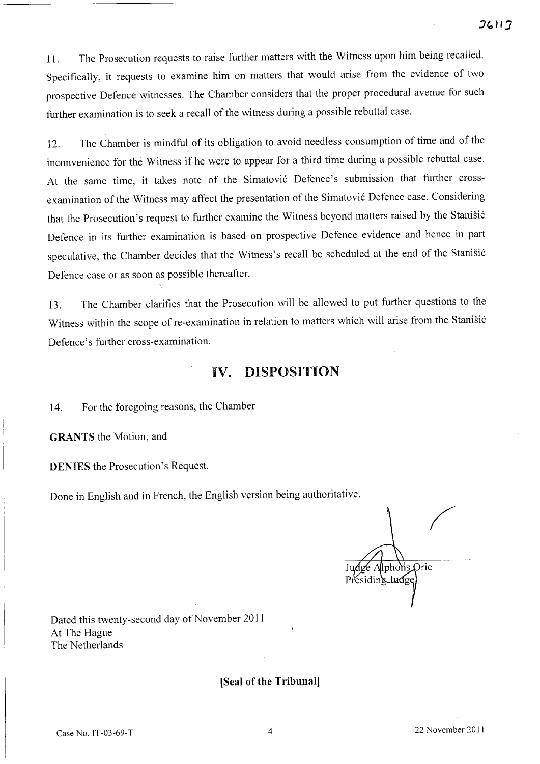11. The Prosecution requests to raise further matters with the Witness upon him being recalled. Specifically, it requests to examine him on matters that would arise from the evidence of two prospective Defence witnesses. The Chamber considers that the proper procedural avenue for such further examination is to seek a recall of the witness during a possible rebuttal case.

12. The Chamber is mindful of its obligation to avoid needless consumption of time and of the inconvenience for the Witness if he were to appear for a third time during a possible rebuttal case. At the same time, it takes note of the Simatović Defence's submission that further cross-examination of the Witness may affect the presentation of the Simatović Defence case. Considering that the Prosecution's request to further examine the Witness beyond matters raised by the Stanišić Defence in its further examination is based on prospective Defence evidence and hence in part speculative, the Chamber decides that the Witness's recall be scheduled at the end of the Stanišić Defence case or as soon as possible thereafter.

13. The Chamber clarifies that the Prosecution will be allowed to put further questions to the Witness within the scope of re-examination in relation to matters which will arise from the Stanišić Defence's further cross-examination.

## IV. DISPOSITION

14. For the foregoing reasons, the Chamber

**GRANTS** the Motion; and

**DENIES** the Prosecution's Request.

Done in English and in French, the English version being authoritative.

Judge Alphons Orie
Presiding Judge

Dated this twenty-second day of November 2011
At The Hague
The Netherlands

**[Seal of the Tribunal]**